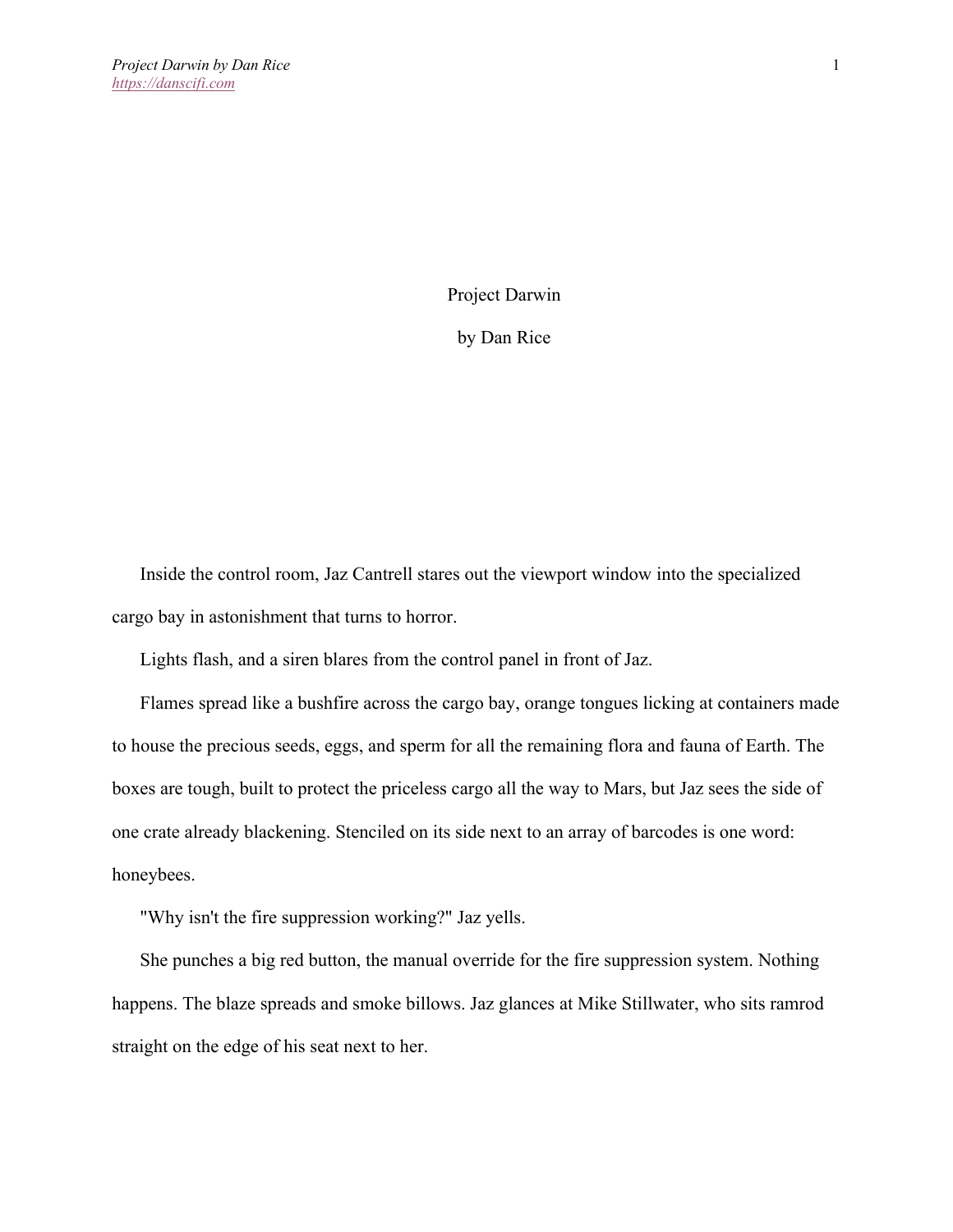# Project Darwin

by Dan Rice

Inside the control room, Jaz Cantrell stares out the viewport window into the specialized cargo bay in astonishment that turns to horror.

Lights flash, and a siren blares from the control panel in front of Jaz.

Flames spread like a bushfire across the cargo bay, orange tongues licking at containers made to house the precious seeds, eggs, and sperm for all the remaining flora and fauna of Earth. The boxes are tough, built to protect the priceless cargo all the way to Mars, but Jaz sees the side of one crate already blackening. Stenciled on its side next to an array of barcodes is one word: honeybees.

"Why isn't the fire suppression working?" Jaz yells.

She punches a big red button, the manual override for the fire suppression system. Nothing happens. The blaze spreads and smoke billows. Jaz glances at Mike Stillwater, who sits ramrod straight on the edge of his seat next to her.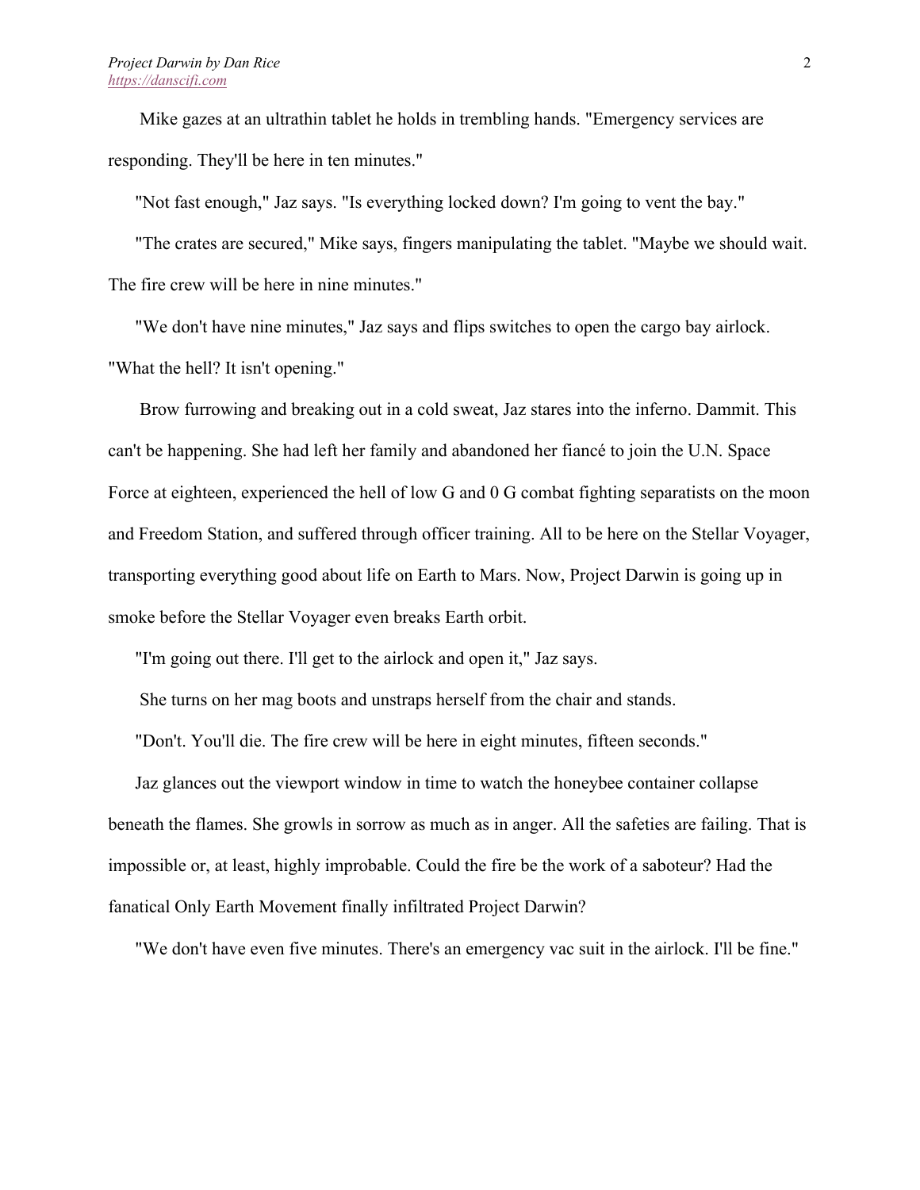Mike gazes at an ultrathin tablet he holds in trembling hands. "Emergency services are responding. They'll be here in ten minutes."

"Not fast enough," Jaz says. "Is everything locked down? I'm going to vent the bay."

"The crates are secured," Mike says, fingers manipulating the tablet. "Maybe we should wait. The fire crew will be here in nine minutes."

"We don't have nine minutes," Jaz says and flips switches to open the cargo bay airlock. "What the hell? It isn't opening."

Brow furrowing and breaking out in a cold sweat, Jaz stares into the inferno. Dammit. This can't be happening. She had left her family and abandoned her fiancé to join the U.N. Space Force at eighteen, experienced the hell of low G and 0 G combat fighting separatists on the moon and Freedom Station, and suffered through officer training. All to be here on the Stellar Voyager, transporting everything good about life on Earth to Mars. Now, Project Darwin is going up in smoke before the Stellar Voyager even breaks Earth orbit.

"I'm going out there. I'll get to the airlock and open it," Jaz says.

She turns on her mag boots and unstraps herself from the chair and stands.

"Don't. You'll die. The fire crew will be here in eight minutes, fifteen seconds."

Jaz glances out the viewport window in time to watch the honeybee container collapse beneath the flames. She growls in sorrow as much as in anger. All the safeties are failing. That is impossible or, at least, highly improbable. Could the fire be the work of a saboteur? Had the fanatical Only Earth Movement finally infiltrated Project Darwin?

"We don't have even five minutes. There's an emergency vac suit in the airlock. I'll be fine."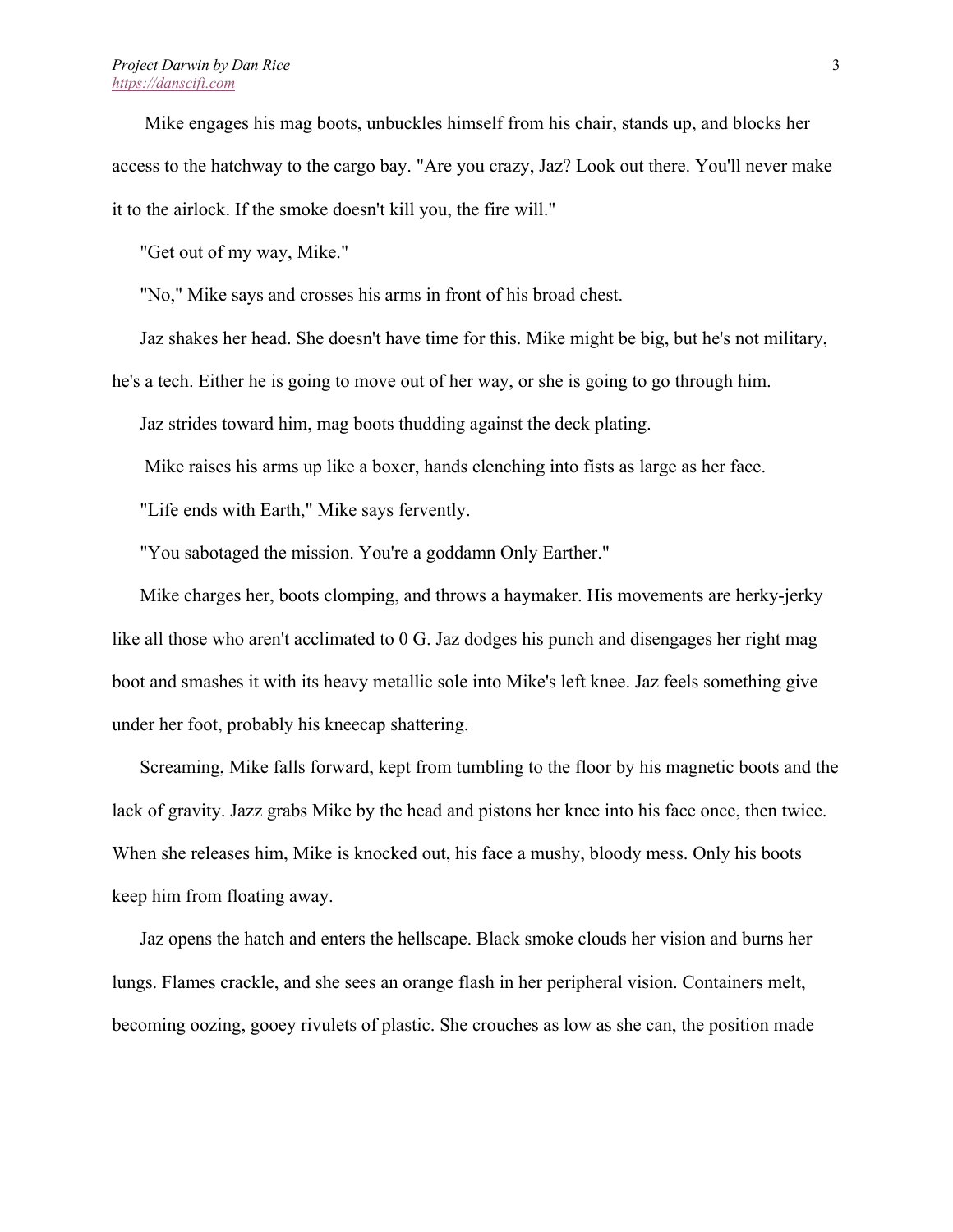Mike engages his mag boots, unbuckles himself from his chair, stands up, and blocks her access to the hatchway to the cargo bay. "Are you crazy, Jaz? Look out there. You'll never make it to the airlock. If the smoke doesn't kill you, the fire will."

"Get out of my way, Mike."

"No," Mike says and crosses his arms in front of his broad chest.

Jaz shakes her head. She doesn't have time for this. Mike might be big, but he's not military, he's a tech. Either he is going to move out of her way, or she is going to go through him.

Jaz strides toward him, mag boots thudding against the deck plating.

Mike raises his arms up like a boxer, hands clenching into fists as large as her face.

"Life ends with Earth," Mike says fervently.

"You sabotaged the mission. You're a goddamn Only Earther."

Mike charges her, boots clomping, and throws a haymaker. His movements are herky-jerky like all those who aren't acclimated to 0 G. Jaz dodges his punch and disengages her right mag boot and smashes it with its heavy metallic sole into Mike's left knee. Jaz feels something give under her foot, probably his kneecap shattering.

Screaming, Mike falls forward, kept from tumbling to the floor by his magnetic boots and the lack of gravity. Jazz grabs Mike by the head and pistons her knee into his face once, then twice. When she releases him, Mike is knocked out, his face a mushy, bloody mess. Only his boots keep him from floating away.

Jaz opens the hatch and enters the hellscape. Black smoke clouds her vision and burns her lungs. Flames crackle, and she sees an orange flash in her peripheral vision. Containers melt, becoming oozing, gooey rivulets of plastic. She crouches as low as she can, the position made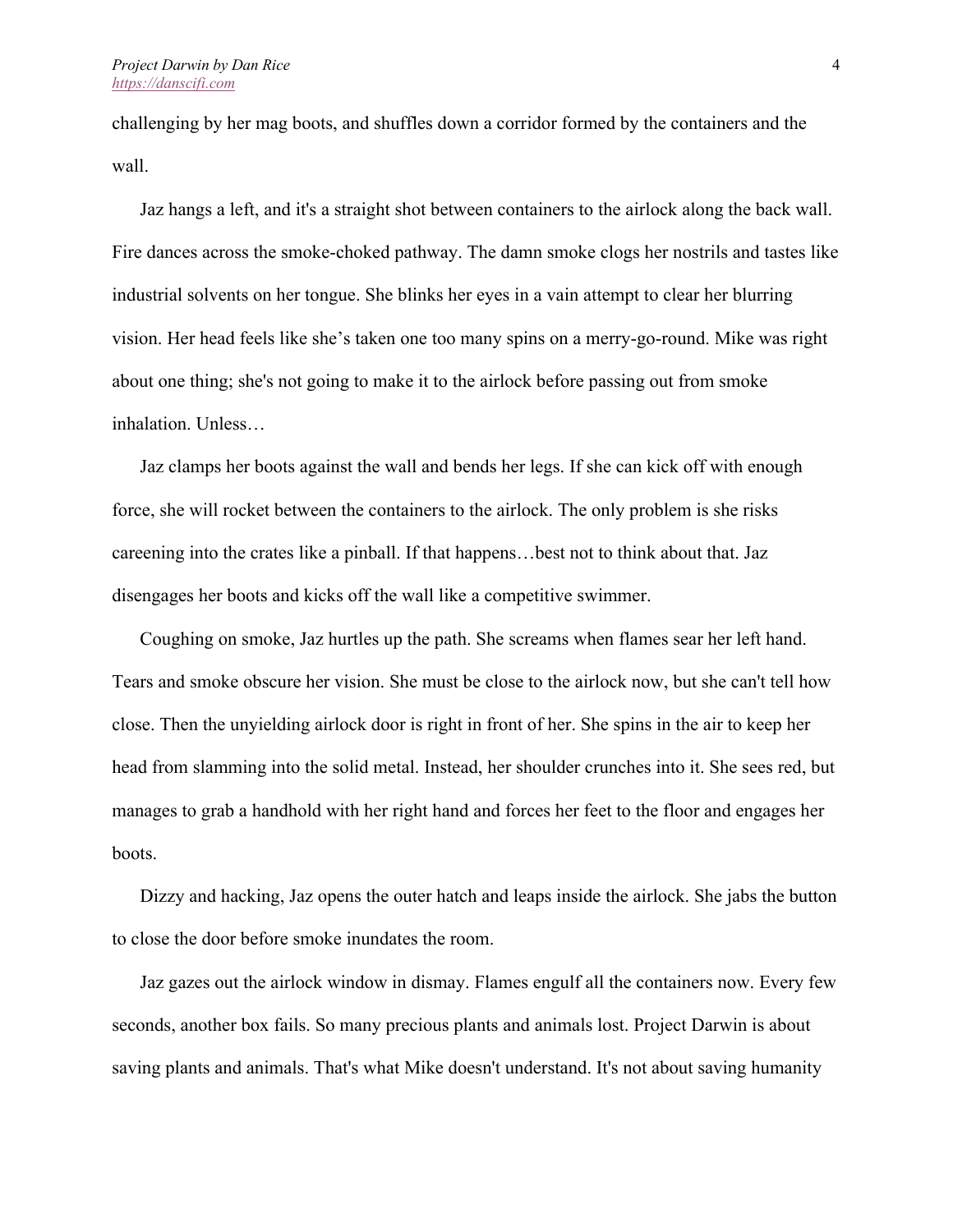challenging by her mag boots, and shuffles down a corridor formed by the containers and the wall.

Jaz hangs a left, and it's a straight shot between containers to the airlock along the back wall. Fire dances across the smoke-choked pathway. The damn smoke clogs her nostrils and tastes like industrial solvents on her tongue. She blinks her eyes in a vain attempt to clear her blurring vision. Her head feels like she's taken one too many spins on a merry-go-round. Mike was right about one thing; she's not going to make it to the airlock before passing out from smoke inhalation. Unless…

Jaz clamps her boots against the wall and bends her legs. If she can kick off with enough force, she will rocket between the containers to the airlock. The only problem is she risks careening into the crates like a pinball. If that happens…best not to think about that. Jaz disengages her boots and kicks off the wall like a competitive swimmer.

Coughing on smoke, Jaz hurtles up the path. She screams when flames sear her left hand. Tears and smoke obscure her vision. She must be close to the airlock now, but she can't tell how close. Then the unyielding airlock door is right in front of her. She spins in the air to keep her head from slamming into the solid metal. Instead, her shoulder crunches into it. She sees red, but manages to grab a handhold with her right hand and forces her feet to the floor and engages her boots.

Dizzy and hacking, Jaz opens the outer hatch and leaps inside the airlock. She jabs the button to close the door before smoke inundates the room.

Jaz gazes out the airlock window in dismay. Flames engulf all the containers now. Every few seconds, another box fails. So many precious plants and animals lost. Project Darwin is about saving plants and animals. That's what Mike doesn't understand. It's not about saving humanity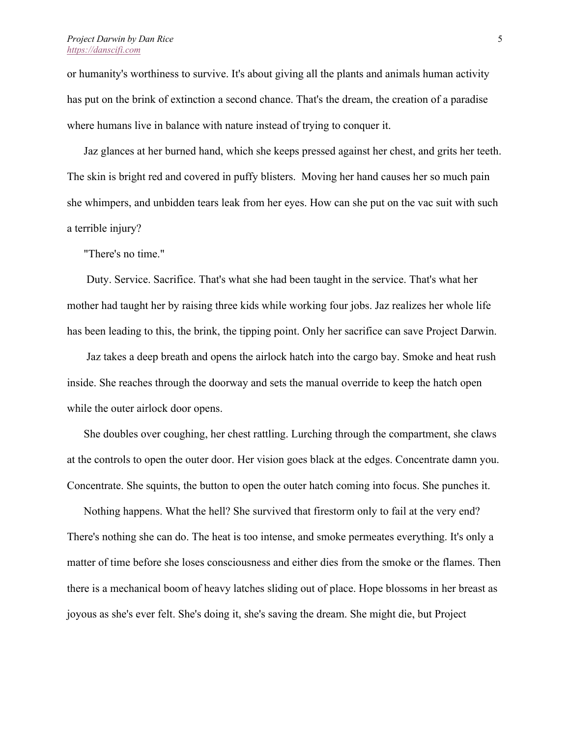or humanity's worthiness to survive. It's about giving all the plants and animals human activity has put on the brink of extinction a second chance. That's the dream, the creation of a paradise where humans live in balance with nature instead of trying to conquer it.

Jaz glances at her burned hand, which she keeps pressed against her chest, and grits her teeth. The skin is bright red and covered in puffy blisters. Moving her hand causes her so much pain she whimpers, and unbidden tears leak from her eyes. How can she put on the vac suit with such a terrible injury?

"There's no time."

Duty. Service. Sacrifice. That's what she had been taught in the service. That's what her mother had taught her by raising three kids while working four jobs. Jaz realizes her whole life has been leading to this, the brink, the tipping point. Only her sacrifice can save Project Darwin.

Jaz takes a deep breath and opens the airlock hatch into the cargo bay. Smoke and heat rush inside. She reaches through the doorway and sets the manual override to keep the hatch open while the outer airlock door opens.

She doubles over coughing, her chest rattling. Lurching through the compartment, she claws at the controls to open the outer door. Her vision goes black at the edges. Concentrate damn you. Concentrate. She squints, the button to open the outer hatch coming into focus. She punches it.

Nothing happens. What the hell? She survived that firestorm only to fail at the very end? There's nothing she can do. The heat is too intense, and smoke permeates everything. It's only a matter of time before she loses consciousness and either dies from the smoke or the flames. Then there is a mechanical boom of heavy latches sliding out of place. Hope blossoms in her breast as joyous as she's ever felt. She's doing it, she's saving the dream. She might die, but Project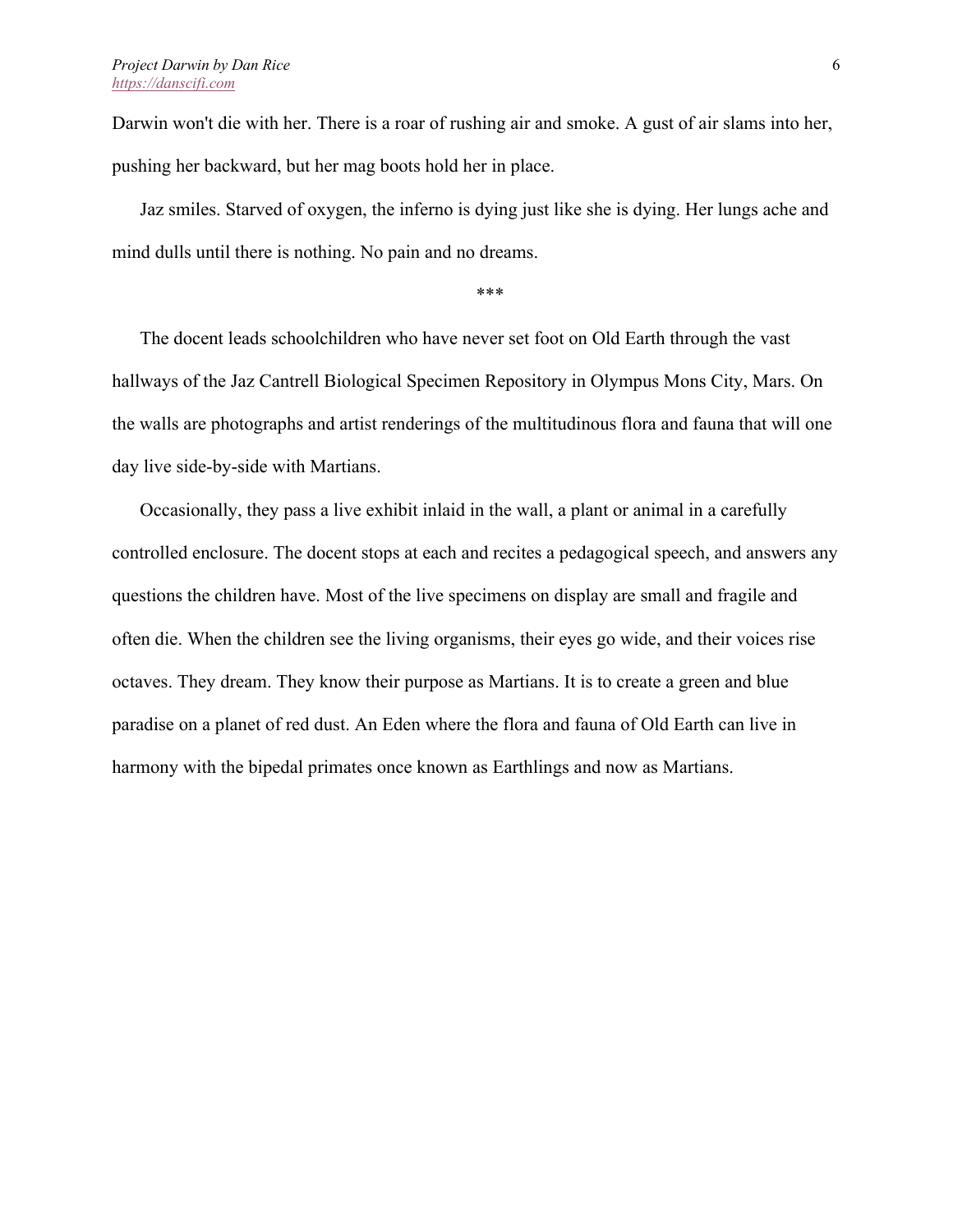Darwin won't die with her. There is a roar of rushing air and smoke. A gust of air slams into her, pushing her backward, but her mag boots hold her in place.

Jaz smiles. Starved of oxygen, the inferno is dying just like she is dying. Her lungs ache and mind dulls until there is nothing. No pain and no dreams.

***

The docent leads schoolchildren who have never set foot on Old Earth through the vast hallways of the Jaz Cantrell Biological Specimen Repository in Olympus Mons City, Mars. On the walls are photographs and artist renderings of the multitudinous flora and fauna that will one day live side-by-side with Martians.

Occasionally, they pass a live exhibit inlaid in the wall, a plant or animal in a carefully controlled enclosure. The docent stops at each and recites a pedagogical speech, and answers any questions the children have. Most of the live specimens on display are small and fragile and often die. When the children see the living organisms, their eyes go wide, and their voices rise octaves. They dream. They know their purpose as Martians. It is to create a green and blue paradise on a planet of red dust. An Eden where the flora and fauna of Old Earth can live in harmony with the bipedal primates once known as Earthlings and now as Martians.